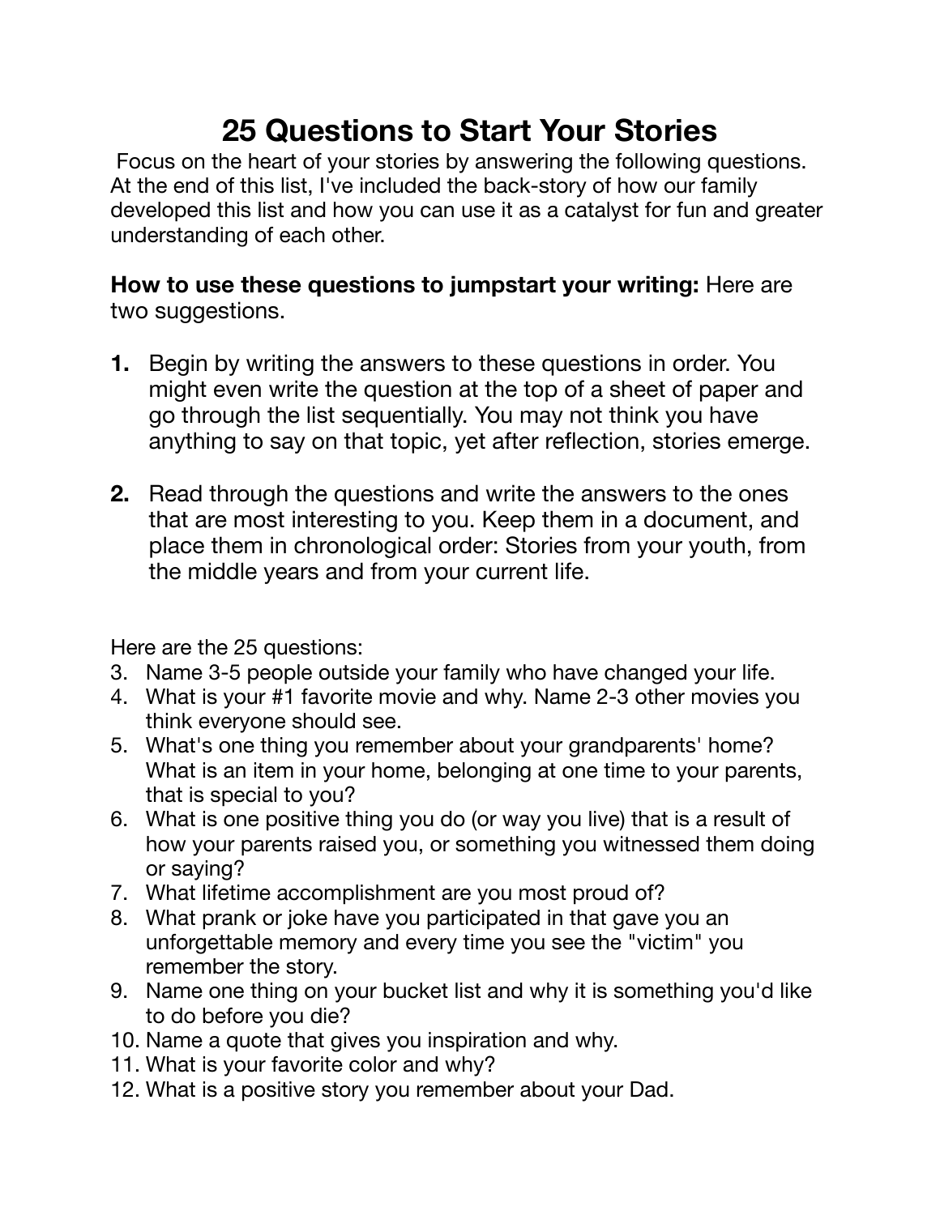# 25 Questions to Start Your Stories

Focus on the heart of your stories by answering the following questions. At the end of this list, I've included the back-story of how our family developed this list and how you can use it as a catalyst for fun and greater understanding of each other.

**How to use these questions to jumpstart your writing:** Here are two suggestions.

**1.** Begin by writing the answers to these questions in order. You might even write the question at the top of a sheet of paper and go through the list sequentially. You may not think you have anything to say on that topic, yet after reflection, stories emerge.

**2.** Read through the questions and write the answers to the ones that are most interesting to you. Keep them in a document, and place them in chronological order: Stories from your youth, from the middle years and from your current life.

Here are the 25 questions:

3. Name 3-5 people outside your family who have changed your life.
4. What is your #1 favorite movie and why. Name 2-3 other movies you think everyone should see.
5. What's one thing you remember about your grandparents' home? What is an item in your home, belonging at one time to your parents, that is special to you?
6. What is one positive thing you do (or way you live) that is a result of how your parents raised you, or something you witnessed them doing or saying?
7. What lifetime accomplishment are you most proud of?
8. What prank or joke have you participated in that gave you an unforgettable memory and every time you see the "victim" you remember the story.
9. Name one thing on your bucket list and why it is something you'd like to do before you die?
10. Name a quote that gives you inspiration and why.
11. What is your favorite color and why?
12. What is a positive story you remember about your Dad.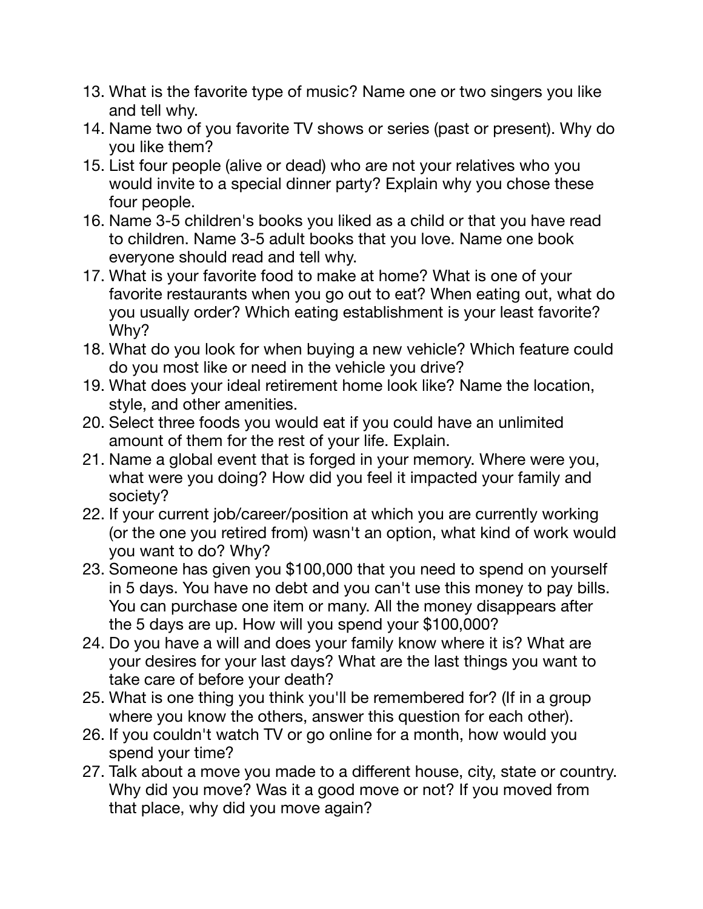13. What is the favorite type of music? Name one or two singers you like and tell why.
14. Name two of you favorite TV shows or series (past or present). Why do you like them?
15. List four people (alive or dead) who are not your relatives who you would invite to a special dinner party? Explain why you chose these four people.
16. Name 3-5 children's books you liked as a child or that you have read to children. Name 3-5 adult books that you love. Name one book everyone should read and tell why.
17. What is your favorite food to make at home? What is one of your favorite restaurants when you go out to eat? When eating out, what do you usually order? Which eating establishment is your least favorite? Why?
18. What do you look for when buying a new vehicle? Which feature could do you most like or need in the vehicle you drive?
19. What does your ideal retirement home look like? Name the location, style, and other amenities.
20. Select three foods you would eat if you could have an unlimited amount of them for the rest of your life. Explain.
21. Name a global event that is forged in your memory. Where were you, what were you doing? How did you feel it impacted your family and society?
22. If your current job/career/position at which you are currently working (or the one you retired from) wasn't an option, what kind of work would you want to do? Why?
23. Someone has given you $100,000 that you need to spend on yourself in 5 days. You have no debt and you can't use this money to pay bills. You can purchase one item or many. All the money disappears after the 5 days are up. How will you spend your $100,000?
24. Do you have a will and does your family know where it is? What are your desires for your last days? What are the last things you want to take care of before your death?
25. What is one thing you think you'll be remembered for? (If in a group where you know the others, answer this question for each other).
26. If you couldn't watch TV or go online for a month, how would you spend your time?
27. Talk about a move you made to a different house, city, state or country. Why did you move? Was it a good move or not? If you moved from that place, why did you move again?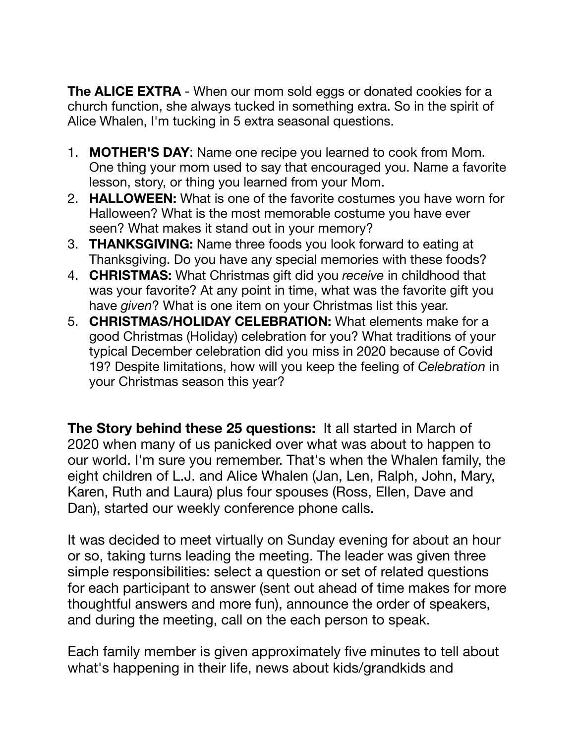**The ALICE EXTRA** - When our mom sold eggs or donated cookies for a church function, she always tucked in something extra. So in the spirit of Alice Whalen, I'm tucking in 5 extra seasonal questions.

1. **MOTHER'S DAY**: Name one recipe you learned to cook from Mom. One thing your mom used to say that encouraged you. Name a favorite lesson, story, or thing you learned from your Mom.
2. **HALLOWEEN:** What is one of the favorite costumes you have worn for Halloween? What is the most memorable costume you have ever seen? What makes it stand out in your memory?
3. **THANKSGIVING:** Name three foods you look forward to eating at Thanksgiving. Do you have any special memories with these foods?
4. **CHRISTMAS:** What Christmas gift did you *receive* in childhood that was your favorite? At any point in time, what was the favorite gift you have *given*? What is one item on your Christmas list this year.
5. **CHRISTMAS/HOLIDAY CELEBRATION:** What elements make for a good Christmas (Holiday) celebration for you? What traditions of your typical December celebration did you miss in 2020 because of Covid 19? Despite limitations, how will you keep the feeling of *Celebration* in your Christmas season this year?

**The Story behind these 25 questions:** It all started in March of 2020 when many of us panicked over what was about to happen to our world. I'm sure you remember. That's when the Whalen family, the eight children of L.J. and Alice Whalen (Jan, Len, Ralph, John, Mary, Karen, Ruth and Laura) plus four spouses (Ross, Ellen, Dave and Dan), started our weekly conference phone calls.

It was decided to meet virtually on Sunday evening for about an hour or so, taking turns leading the meeting. The leader was given three simple responsibilities: select a question or set of related questions for each participant to answer (sent out ahead of time makes for more thoughtful answers and more fun), announce the order of speakers, and during the meeting, call on the each person to speak.

Each family member is given approximately five minutes to tell about what's happening in their life, news about kids/grandkids and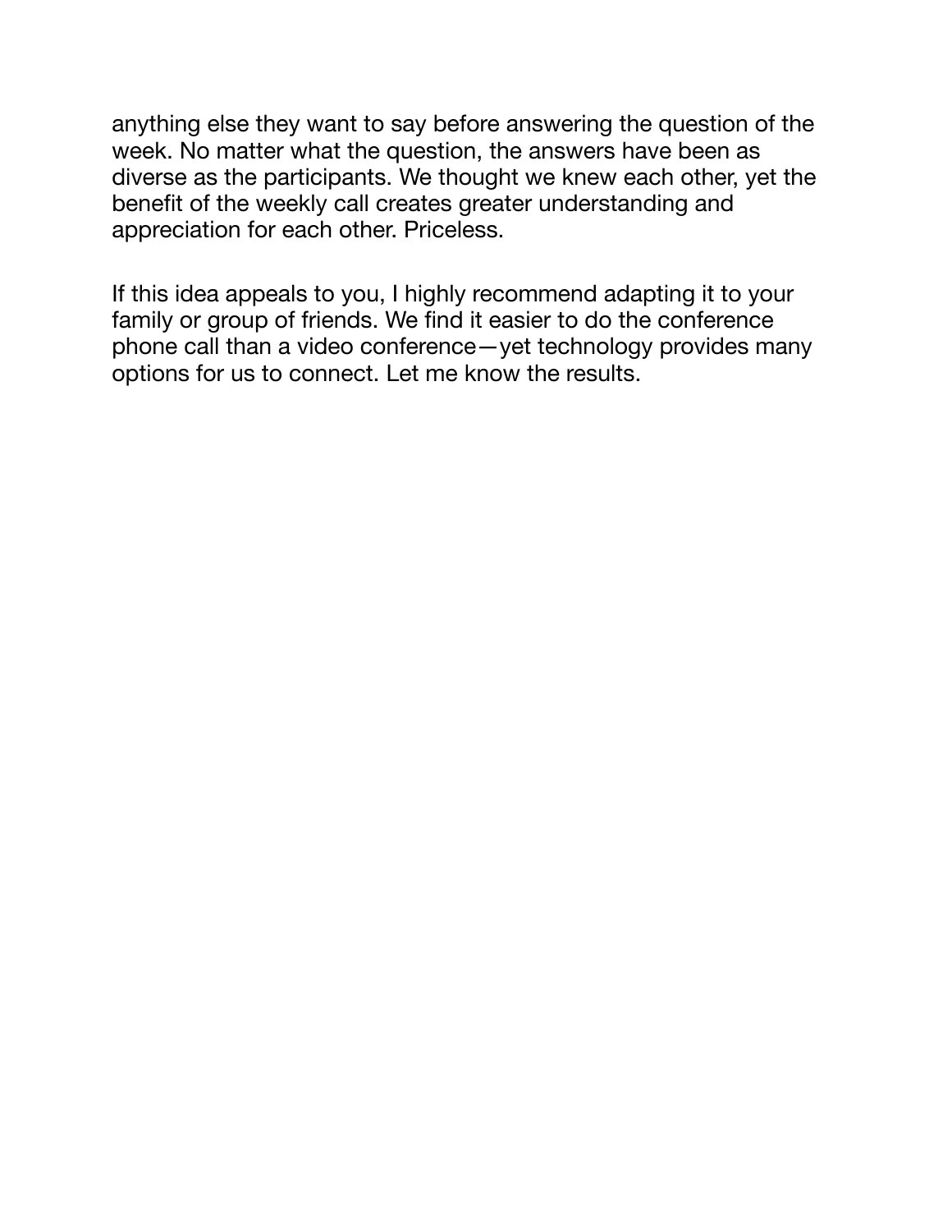anything else they want to say before answering the question of the week. No matter what the question, the answers have been as diverse as the participants. We thought we knew each other, yet the benefit of the weekly call creates greater understanding and appreciation for each other. Priceless.

If this idea appeals to you, I highly recommend adapting it to your family or group of friends. We find it easier to do the conference phone call than a video conference—yet technology provides many options for us to connect. Let me know the results.